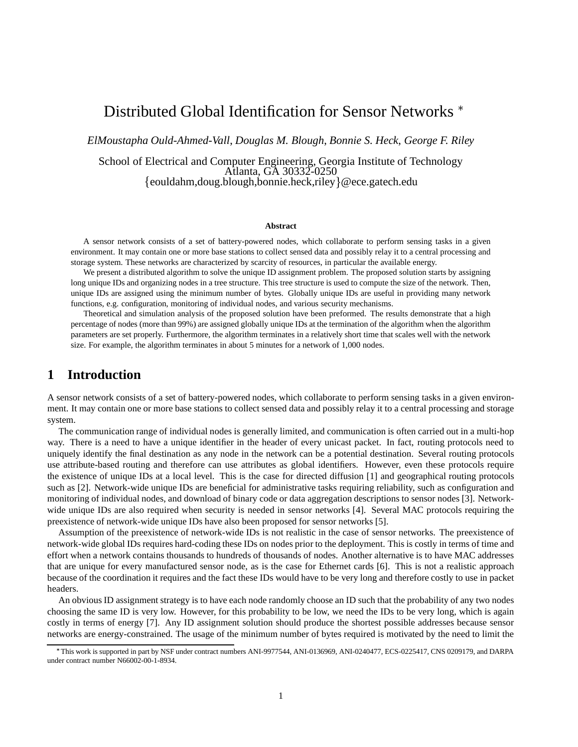# Distributed Global Identification for Sensor Networks *

*ElMoustapha Ould-Ahmed-Vall, Douglas M. Blough, Bonnie S. Heck, George F. Riley*

School of Electrical and Computer Engineering, Georgia Institute of Technology
Atlanta, GA 30332-0250
{eouldahm,doug.blough,bonnie.heck,riley}@ece.gatech.edu

**Abstract**

A sensor network consists of a set of battery-powered nodes, which collaborate to perform sensing tasks in a given environment. It may contain one or more base stations to collect sensed data and possibly relay it to a central processing and storage system. These networks are characterized by scarcity of resources, in particular the available energy.

We present a distributed algorithm to solve the unique ID assignment problem. The proposed solution starts by assigning long unique IDs and organizing nodes in a tree structure. This tree structure is used to compute the size of the network. Then, unique IDs are assigned using the minimum number of bytes. Globally unique IDs are useful in providing many network functions, e.g. configuration, monitoring of individual nodes, and various security mechanisms.

Theoretical and simulation analysis of the proposed solution have been preformed. The results demonstrate that a high percentage of nodes (more than 99%) are assigned globally unique IDs at the termination of the algorithm when the algorithm parameters are set properly. Furthermore, the algorithm terminates in a relatively short time that scales well with the network size. For example, the algorithm terminates in about 5 minutes for a network of 1,000 nodes.

## 1 Introduction

A sensor network consists of a set of battery-powered nodes, which collaborate to perform sensing tasks in a given environment. It may contain one or more base stations to collect sensed data and possibly relay it to a central processing and storage system.

The communication range of individual nodes is generally limited, and communication is often carried out in a multi-hop way. There is a need to have a unique identifier in the header of every unicast packet. In fact, routing protocols need to uniquely identify the final destination as any node in the network can be a potential destination. Several routing protocols use attribute-based routing and therefore can use attributes as global identifiers. However, even these protocols require the existence of unique IDs at a local level. This is the case for directed diffusion [1] and geographical routing protocols such as [2]. Network-wide unique IDs are beneficial for administrative tasks requiring reliability, such as configuration and monitoring of individual nodes, and download of binary code or data aggregation descriptions to sensor nodes [3]. Network-wide unique IDs are also required when security is needed in sensor networks [4]. Several MAC protocols requiring the preexistence of network-wide unique IDs have also been proposed for sensor networks [5].

Assumption of the preexistence of network-wide IDs is not realistic in the case of sensor networks. The preexistence of network-wide global IDs requires hard-coding these IDs on nodes prior to the deployment. This is costly in terms of time and effort when a network contains thousands to hundreds of thousands of nodes. Another alternative is to have MAC addresses that are unique for every manufactured sensor node, as is the case for Ethernet cards [6]. This is not a realistic approach because of the coordination it requires and the fact these IDs would have to be very long and therefore costly to use in packet headers.

An obvious ID assignment strategy is to have each node randomly choose an ID such that the probability of any two nodes choosing the same ID is very low. However, for this probability to be low, we need the IDs to be very long, which is again costly in terms of energy [7]. Any ID assignment solution should produce the shortest possible addresses because sensor networks are energy-constrained. The usage of the minimum number of bytes required is motivated by the need to limit the

* This work is supported in part by NSF under contract numbers ANI-9977544, ANI-0136969, ANI-0240477, ECS-0225417, CNS 0209179, and DARPA under contract number N66002-00-1-8934.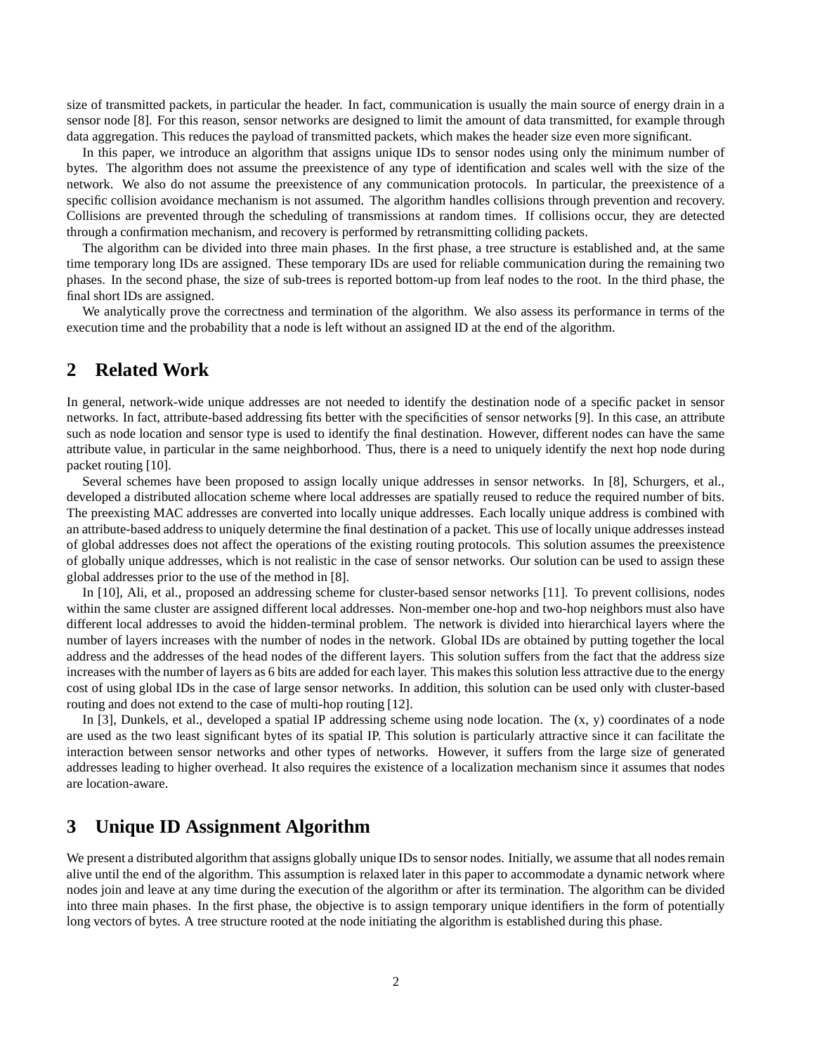size of transmitted packets, in particular the header. In fact, communication is usually the main source of energy drain in a sensor node [8]. For this reason, sensor networks are designed to limit the amount of data transmitted, for example through data aggregation. This reduces the payload of transmitted packets, which makes the header size even more significant.

In this paper, we introduce an algorithm that assigns unique IDs to sensor nodes using only the minimum number of bytes. The algorithm does not assume the preexistence of any type of identification and scales well with the size of the network. We also do not assume the preexistence of any communication protocols. In particular, the preexistence of a specific collision avoidance mechanism is not assumed. The algorithm handles collisions through prevention and recovery. Collisions are prevented through the scheduling of transmissions at random times. If collisions occur, they are detected through a confirmation mechanism, and recovery is performed by retransmitting colliding packets.

The algorithm can be divided into three main phases. In the first phase, a tree structure is established and, at the same time temporary long IDs are assigned. These temporary IDs are used for reliable communication during the remaining two phases. In the second phase, the size of sub-trees is reported bottom-up from leaf nodes to the root. In the third phase, the final short IDs are assigned.

We analytically prove the correctness and termination of the algorithm. We also assess its performance in terms of the execution time and the probability that a node is left without an assigned ID at the end of the algorithm.

## 2 Related Work

In general, network-wide unique addresses are not needed to identify the destination node of a specific packet in sensor networks. In fact, attribute-based addressing fits better with the specificities of sensor networks [9]. In this case, an attribute such as node location and sensor type is used to identify the final destination. However, different nodes can have the same attribute value, in particular in the same neighborhood. Thus, there is a need to uniquely identify the next hop node during packet routing [10].

Several schemes have been proposed to assign locally unique addresses in sensor networks. In [8], Schurgers, et al., developed a distributed allocation scheme where local addresses are spatially reused to reduce the required number of bits. The preexisting MAC addresses are converted into locally unique addresses. Each locally unique address is combined with an attribute-based address to uniquely determine the final destination of a packet. This use of locally unique addresses instead of global addresses does not affect the operations of the existing routing protocols. This solution assumes the preexistence of globally unique addresses, which is not realistic in the case of sensor networks. Our solution can be used to assign these global addresses prior to the use of the method in [8].

In [10], Ali, et al., proposed an addressing scheme for cluster-based sensor networks [11]. To prevent collisions, nodes within the same cluster are assigned different local addresses. Non-member one-hop and two-hop neighbors must also have different local addresses to avoid the hidden-terminal problem. The network is divided into hierarchical layers where the number of layers increases with the number of nodes in the network. Global IDs are obtained by putting together the local address and the addresses of the head nodes of the different layers. This solution suffers from the fact that the address size increases with the number of layers as 6 bits are added for each layer. This makes this solution less attractive due to the energy cost of using global IDs in the case of large sensor networks. In addition, this solution can be used only with cluster-based routing and does not extend to the case of multi-hop routing [12].

In [3], Dunkels, et al., developed a spatial IP addressing scheme using node location. The (x, y) coordinates of a node are used as the two least significant bytes of its spatial IP. This solution is particularly attractive since it can facilitate the interaction between sensor networks and other types of networks. However, it suffers from the large size of generated addresses leading to higher overhead. It also requires the existence of a localization mechanism since it assumes that nodes are location-aware.

## 3 Unique ID Assignment Algorithm

We present a distributed algorithm that assigns globally unique IDs to sensor nodes. Initially, we assume that all nodes remain alive until the end of the algorithm. This assumption is relaxed later in this paper to accommodate a dynamic network where nodes join and leave at any time during the execution of the algorithm or after its termination. The algorithm can be divided into three main phases. In the first phase, the objective is to assign temporary unique identifiers in the form of potentially long vectors of bytes. A tree structure rooted at the node initiating the algorithm is established during this phase.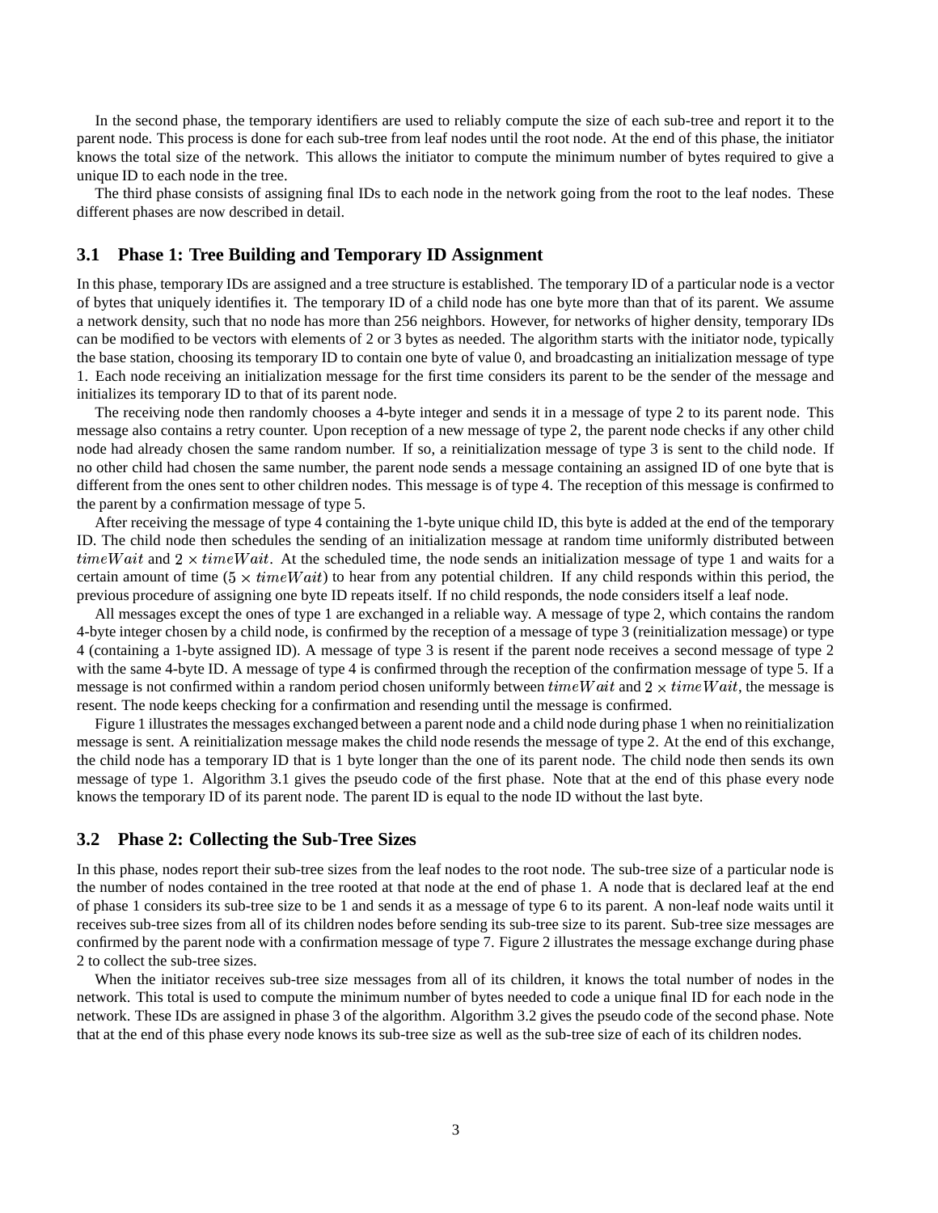In the second phase, the temporary identifiers are used to reliably compute the size of each sub-tree and report it to the parent node. This process is done for each sub-tree from leaf nodes until the root node. At the end of this phase, the initiator knows the total size of the network. This allows the initiator to compute the minimum number of bytes required to give a unique ID to each node in the tree.

The third phase consists of assigning final IDs to each node in the network going from the root to the leaf nodes. These different phases are now described in detail.

## 3.1 Phase 1: Tree Building and Temporary ID Assignment

In this phase, temporary IDs are assigned and a tree structure is established. The temporary ID of a particular node is a vector of bytes that uniquely identifies it. The temporary ID of a child node has one byte more than that of its parent. We assume a network density, such that no node has more than 256 neighbors. However, for networks of higher density, temporary IDs can be modified to be vectors with elements of 2 or 3 bytes as needed. The algorithm starts with the initiator node, typically the base station, choosing its temporary ID to contain one byte of value 0, and broadcasting an initialization message of type 1. Each node receiving an initialization message for the first time considers its parent to be the sender of the message and initializes its temporary ID to that of its parent node.

The receiving node then randomly chooses a 4-byte integer and sends it in a message of type 2 to its parent node. This message also contains a retry counter. Upon reception of a new message of type 2, the parent node checks if any other child node had already chosen the same random number. If so, a reinitialization message of type 3 is sent to the child node. If no other child had chosen the same number, the parent node sends a message containing an assigned ID of one byte that is different from the ones sent to other children nodes. This message is of type 4. The reception of this message is confirmed to the parent by a confirmation message of type 5.

After receiving the message of type 4 containing the 1-byte unique child ID, this byte is added at the end of the temporary ID. The child node then schedules the sending of an initialization message at random time uniformly distributed between $timeWait$ and $2 \times timeWait$. At the scheduled time, the node sends an initialization message of type 1 and waits for a certain amount of time ($5 \times timeWait$) to hear from any potential children. If any child responds within this period, the previous procedure of assigning one byte ID repeats itself. If no child responds, the node considers itself a leaf node.

All messages except the ones of type 1 are exchanged in a reliable way. A message of type 2, which contains the random 4-byte integer chosen by a child node, is confirmed by the reception of a message of type 3 (reinitialization message) or type 4 (containing a 1-byte assigned ID). A message of type 3 is resent if the parent node receives a second message of type 2 with the same 4-byte ID. A message of type 4 is confirmed through the reception of the confirmation message of type 5. If a message is not confirmed within a random period chosen uniformly between $timeWait$ and $2 \times timeWait$, the message is resent. The node keeps checking for a confirmation and resending until the message is confirmed.

Figure 1 illustrates the messages exchanged between a parent node and a child node during phase 1 when no reinitialization message is sent. A reinitialization message makes the child node resends the message of type 2. At the end of this exchange, the child node has a temporary ID that is 1 byte longer than the one of its parent node. The child node then sends its own message of type 1. Algorithm 3.1 gives the pseudo code of the first phase. Note that at the end of this phase every node knows the temporary ID of its parent node. The parent ID is equal to the node ID without the last byte.

## 3.2 Phase 2: Collecting the Sub-Tree Sizes

In this phase, nodes report their sub-tree sizes from the leaf nodes to the root node. The sub-tree size of a particular node is the number of nodes contained in the tree rooted at that node at the end of phase 1. A node that is declared leaf at the end of phase 1 considers its sub-tree size to be 1 and sends it as a message of type 6 to its parent. A non-leaf node waits until it receives sub-tree sizes from all of its children nodes before sending its sub-tree size to its parent. Sub-tree size messages are confirmed by the parent node with a confirmation message of type 7. Figure 2 illustrates the message exchange during phase 2 to collect the sub-tree sizes.

When the initiator receives sub-tree size messages from all of its children, it knows the total number of nodes in the network. This total is used to compute the minimum number of bytes needed to code a unique final ID for each node in the network. These IDs are assigned in phase 3 of the algorithm. Algorithm 3.2 gives the pseudo code of the second phase. Note that at the end of this phase every node knows its sub-tree size as well as the sub-tree size of each of its children nodes.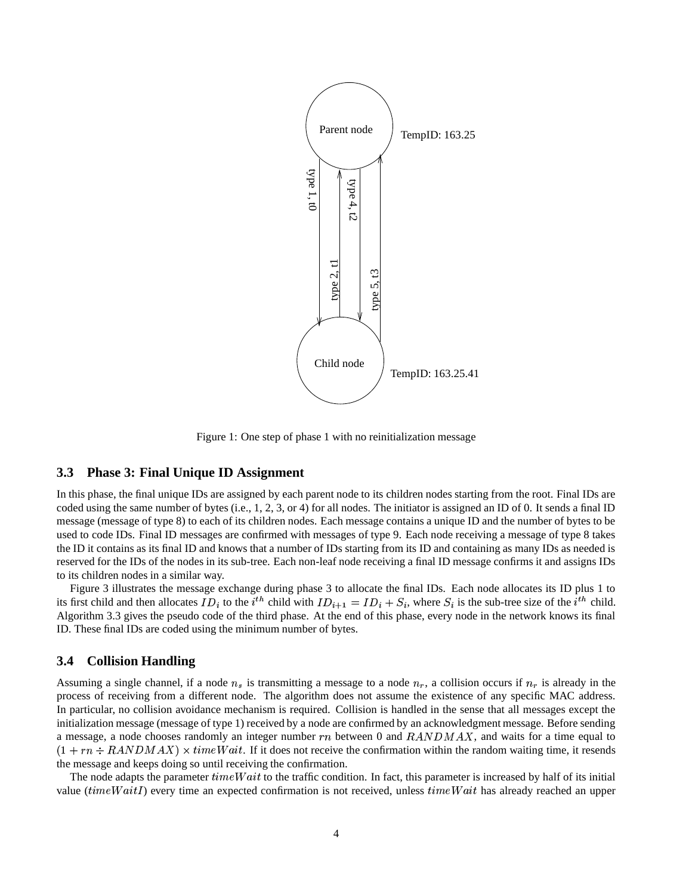Figure 1: One step of phase 1 with no reinitialization message

### 3.3 Phase 3: Final Unique ID Assignment

In this phase, the final unique IDs are assigned by each parent node to its children nodes starting from the root. Final IDs are coded using the same number of bytes (i.e., 1, 2, 3, or 4) for all nodes. The initiator is assigned an ID of 0. It sends a final ID message (message of type 8) to each of its children nodes. Each message contains a unique ID and the number of bytes to be used to code IDs. Final ID messages are confirmed with messages of type 9. Each node receiving a message of type 8 takes the ID it contains as its final ID and knows that a number of IDs starting from its ID and containing as many IDs as needed is reserved for the IDs of the nodes in its sub-tree. Each non-leaf node receiving a final ID message confirms it and assigns IDs to its children nodes in a similar way.

Figure 3 illustrates the message exchange during phase 3 to allocate the final IDs. Each node allocates its ID plus 1 to its first child and then allocates $ID_i$ to the $i^{th}$ child with $ID_{i+1} = ID_i + S_i$, where $S_i$ is the sub-tree size of the $i^{th}$ child. Algorithm 3.3 gives the pseudo code of the third phase. At the end of this phase, every node in the network knows its final ID. These final IDs are coded using the minimum number of bytes.

### 3.4 Collision Handling

Assuming a single channel, if a node $n_s$ is transmitting a message to a node $n_r$, a collision occurs if $n_r$ is already in the process of receiving from a different node. The algorithm does not assume the existence of any specific MAC address. In particular, no collision avoidance mechanism is required. Collision is handled in the sense that all messages except the initialization message (message of type 1) received by a node are confirmed by an acknowledgment message. Before sending a message, a node chooses randomly an integer number $rn$ between 0 and $RANDMAX$, and waits for a time equal to $(1 + rn \div RANDMAX) \times timeWait$. If it does not receive the confirmation within the random waiting time, it resends the message and keeps doing so until receiving the confirmation.

The node adapts the parameter $timeWait$ to the traffic condition. In fact, this parameter is increased by half of its initial value ($timeWaitI$) every time an expected confirmation is not received, unless $timeWait$ has already reached an upper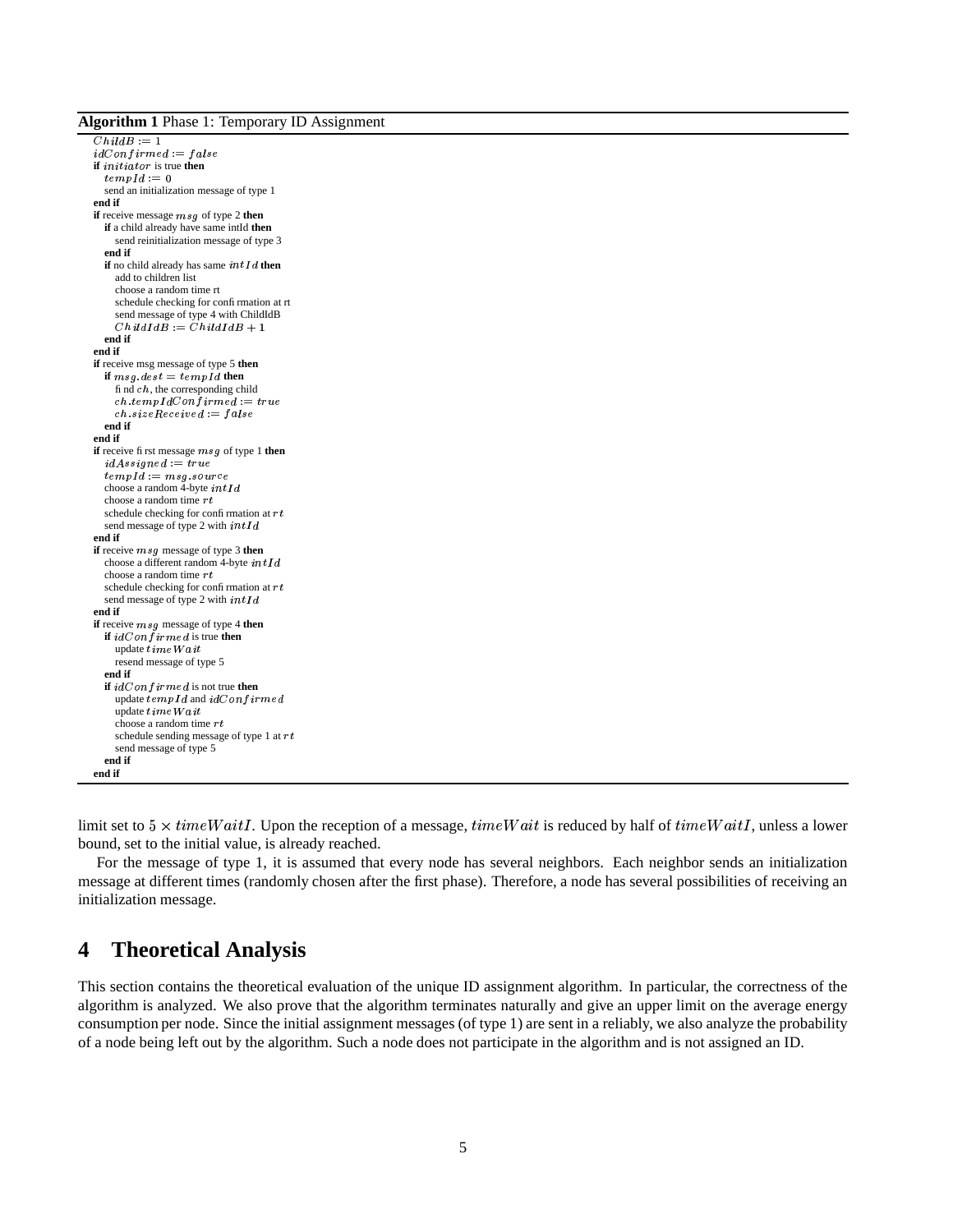**Algorithm 1** Phase 1: Temporary ID Assignment

```
ChildB := 1
idConfirmed := false
if initiator is true then
  tempId := 0
  send an initialization message of type 1
end if
if receive message msg of type 2 then
  if a child already have same intId then
    send reinitialization message of type 3
  end if
  if no child already has same intId then
    add to children list
    choose a random time rt
    schedule checking for confirmation at rt
    send message of type 4 with ChildIdB
    ChildIdB := ChildIdB + 1
  end if
end if
if receive msg message of type 5 then
  if msg.dest = tempId then
    find ch, the corresponding child
    ch.tempIdConfirmed := true
    ch.sizeReceived := false
  end if
end if
if receive first message msg of type 1 then
  idAssigned := true
  tempId := msg.source
  choose a random 4-byte intId
  choose a random time rt
  schedule checking for confirmation at rt
  send message of type 2 with intId
end if
if receive msg message of type 3 then
  choose a different random 4-byte intId
  choose a random time rt
  schedule checking for confirmation at rt
  send message of type 2 with intId
end if
if receive msg message of type 4 then
  if idConfirmed is true then
    update timeWait
    resend message of type 5
  end if
  if idConfirmed is not true then
    update tempId and idConfirmed
    update timeWait
    choose a random time rt
    schedule sending message of type 1 at rt
    send message of type 5
  end if
end if
```

limit set to $5 \times timeWaitI$. Upon the reception of a message, $timeWait$ is reduced by half of $timeWaitI$, unless a lower bound, set to the initial value, is already reached.

For the message of type 1, it is assumed that every node has several neighbors. Each neighbor sends an initialization message at different times (randomly chosen after the first phase). Therefore, a node has several possibilities of receiving an initialization message.

## 4 Theoretical Analysis

This section contains the theoretical evaluation of the unique ID assignment algorithm. In particular, the correctness of the algorithm is analyzed. We also prove that the algorithm terminates naturally and give an upper limit on the average energy consumption per node. Since the initial assignment messages (of type 1) are sent in a reliably, we also analyze the probability of a node being left out by the algorithm. Such a node does not participate in the algorithm and is not assigned an ID.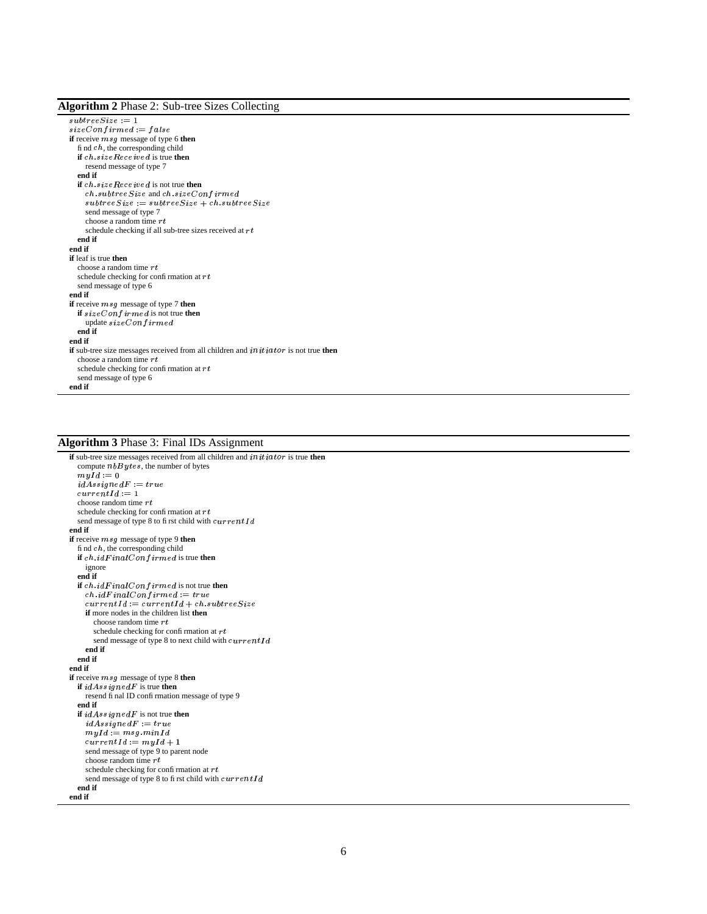**Algorithm 2** Phase 2: Sub-tree Sizes Collecting

```
subtreeSize := 1
sizeConfirmed := false
if receive msg message of type 6 then
  find ch, the corresponding child
  if ch.sizeReceived is true then
    resend message of type 7
  end if
  if ch.sizeReceived is not true then
    ch.subtreeSize and ch.sizeConfirmed
    subtreeSize := subtreeSize + ch.subtreeSize
    send message of type 7
    choose a random time rt
    schedule checking if all sub-tree sizes received at rt
  end if
end if
if leaf is true then
  choose a random time rt
  schedule checking for confirmation at rt
  send message of type 6
end if
if receive msg message of type 7 then
  if sizeConfirmed is not true then
    update sizeConfirmed
  end if
end if
if sub-tree size messages received from all children and initiator is not true then
  choose a random time rt
  schedule checking for confirmation at rt
  send message of type 6
end if
```

**Algorithm 3** Phase 3: Final IDs Assignment

```
if sub-tree size messages received from all children and initiator is true then
  compute nbBytes, the number of bytes
  myId := 0
  idAssignedF := true
  currentId := 1
  choose random time rt
  schedule checking for confirmation at rt
  send message of type 8 to first child with currentId
end if
if receive msg message of type 9 then
  find ch, the corresponding child
  if ch.idFinalConfirmed is true then
    ignore
  end if
  if ch.idFinalConfirmed is not true then
    ch.idFinalConfirmed := true
    currentId := currentId + ch.subtreeSize
    if more nodes in the children list then
      choose random time rt
      schedule checking for confirmation at rt
      send message of type 8 to next child with currentId
    end if
  end if
end if
if receive msg message of type 8 then
  if idAssignedF is true then
    resend final ID confirmation message of type 9
  end if
  if idAssignedF is not true then
    idAssignedF := true
    myId := msg.minId
    currentId := myId + 1
    send message of type 9 to parent node
    choose random time rt
    schedule checking for confirmation at rt
    send message of type 8 to first child with currentId
  end if
end if
```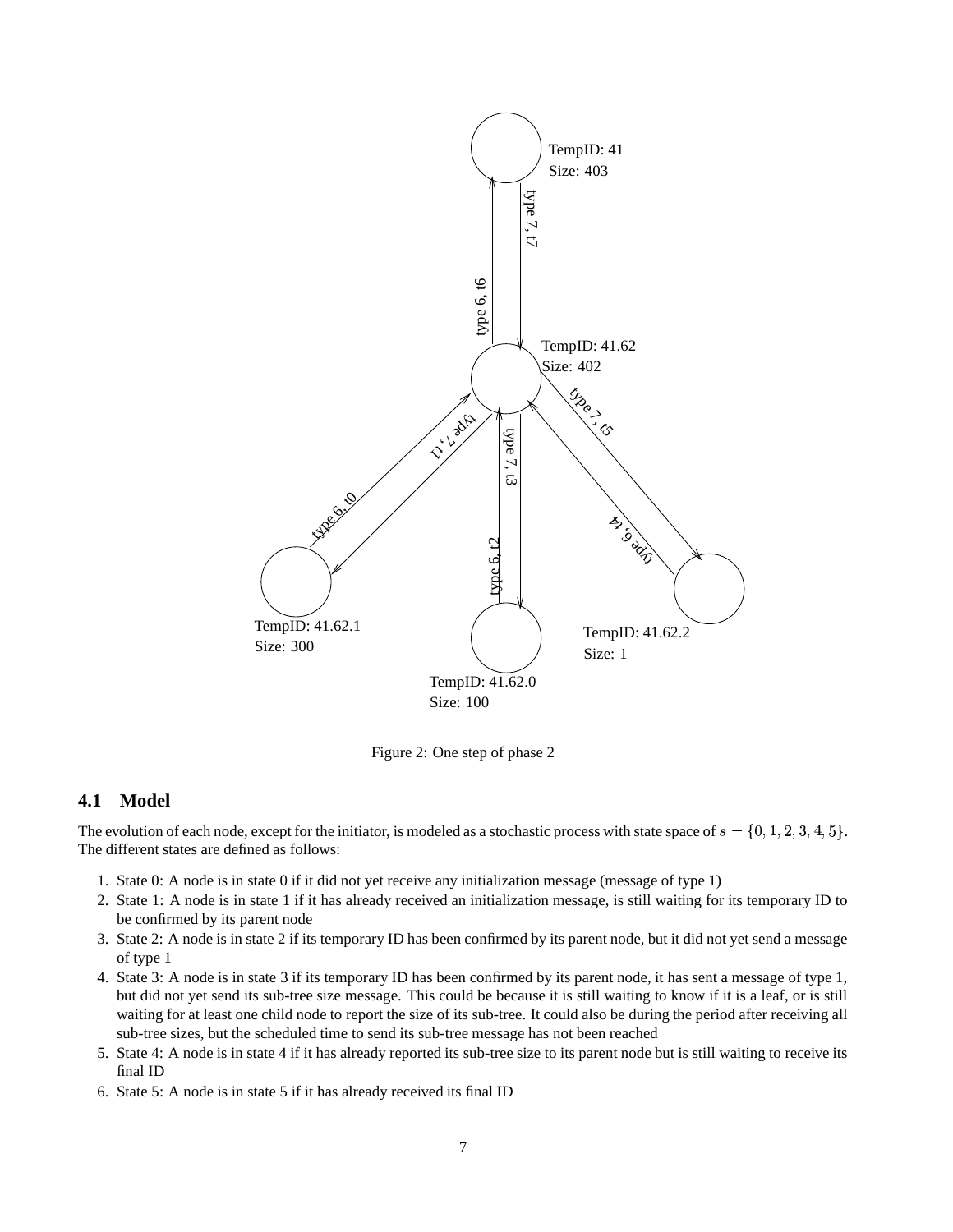Figure 2: One step of phase 2

### 4.1 Model

The evolution of each node, except for the initiator, is modeled as a stochastic process with state space of $s = \{0, 1, 2, 3, 4, 5\}$. The different states are defined as follows:

1. State 0: A node is in state 0 if it did not yet receive any initialization message (message of type 1)
2. State 1: A node is in state 1 if it has already received an initialization message, is still waiting for its temporary ID to be confirmed by its parent node
3. State 2: A node is in state 2 if its temporary ID has been confirmed by its parent node, but it did not yet send a message of type 1
4. State 3: A node is in state 3 if its temporary ID has been confirmed by its parent node, it has sent a message of type 1, but did not yet send its sub-tree size message. This could be because it is still waiting to know if it is a leaf, or is still waiting for at least one child node to report the size of its sub-tree. It could also be during the period after receiving all sub-tree sizes, but the scheduled time to send its sub-tree message has not been reached
5. State 4: A node is in state 4 if it has already reported its sub-tree size to its parent node but is still waiting to receive its final ID
6. State 5: A node is in state 5 if it has already received its final ID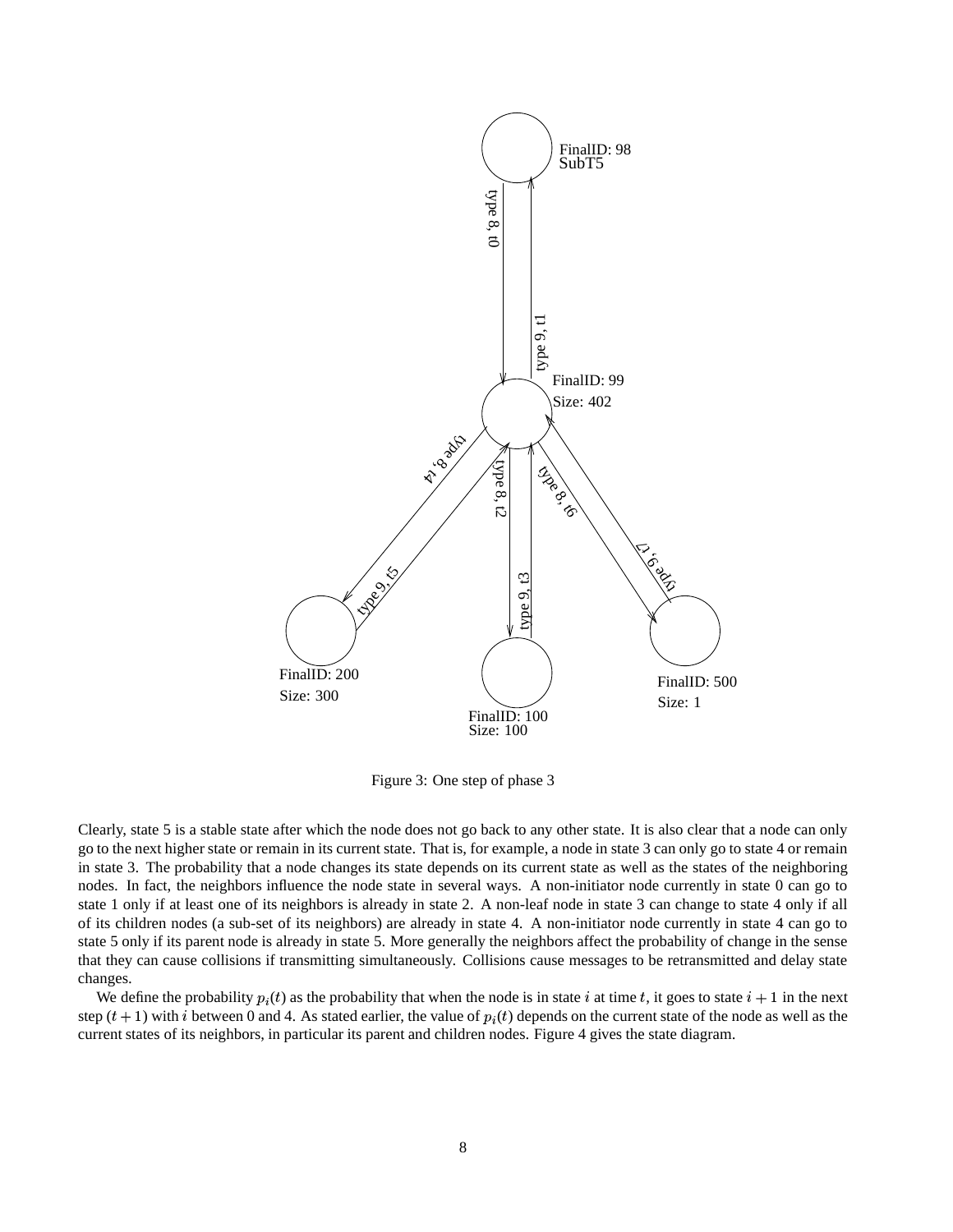Figure 3: One step of phase 3

Clearly, state 5 is a stable state after which the node does not go back to any other state. It is also clear that a node can only go to the next higher state or remain in its current state. That is, for example, a node in state 3 can only go to state 4 or remain in state 3. The probability that a node changes its state depends on its current state as well as the states of the neighboring nodes. In fact, the neighbors influence the node state in several ways. A non-initiator node currently in state 0 can go to state 1 only if at least one of its neighbors is already in state 2. A non-leaf node in state 3 can change to state 4 only if all of its children nodes (a sub-set of its neighbors) are already in state 4. A non-initiator node currently in state 4 can go to state 5 only if its parent node is already in state 5. More generally the neighbors affect the probability of change in the sense that they can cause collisions if transmitting simultaneously. Collisions cause messages to be retransmitted and delay state changes.

We define the probability $p_i(t)$ as the probability that when the node is in state $i$ at time $t$, it goes to state $i+1$ in the next step $(t+1)$ with $i$ between 0 and 4. As stated earlier, the value of $p_i(t)$ depends on the current state of the node as well as the current states of its neighbors, in particular its parent and children nodes. Figure 4 gives the state diagram.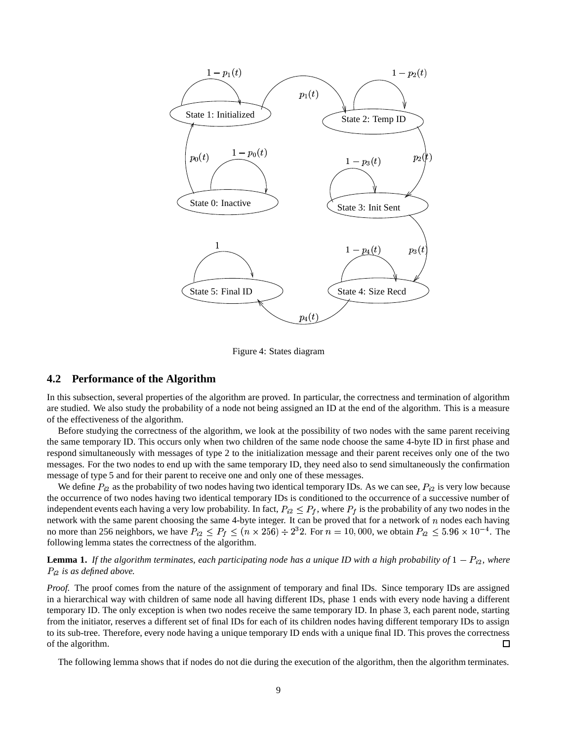Figure 4: States diagram

## 4.2 Performance of the Algorithm

In this subsection, several properties of the algorithm are proved. In particular, the correctness and termination of algorithm are studied. We also study the probability of a node not being assigned an ID at the end of the algorithm. This is a measure of the effectiveness of the algorithm.

Before studying the correctness of the algorithm, we look at the possibility of two nodes with the same parent receiving the same temporary ID. This occurs only when two children of the same node choose the same 4-byte ID in first phase and respond simultaneously with messages of type 2 to the initialization message and their parent receives only one of the two messages. For the two nodes to end up with the same temporary ID, they need also to send simultaneously the confirmation message of type 5 and for their parent to receive one and only one of these messages.

We define $P_{i2}$ as the probability of two nodes having two identical temporary IDs. As we can see, $P_{i2}$ is very low because the occurrence of two nodes having two identical temporary IDs is conditioned to the occurrence of a successive number of independent events each having a very low probability. In fact, $P_{i2} \leq P_f$, where $P_f$ is the probability of any two nodes in the network with the same parent choosing the same 4-byte integer. It can be proved that for a network of $n$ nodes each having no more than 256 neighbors, we have $P_{i2} \leq P_f \leq (n \times 256) \div 2^3 2$. For $n = 10,000$, we obtain $P_{i2} \leq 5.96 \times 10^{-4}$. The following lemma states the correctness of the algorithm.

**Lemma 1.** *If the algorithm terminates, each participating node has a unique ID with a high probability of* $1 - P_{i2}$*, where* $P_{i2}$ *is as defined above.*

*Proof.* The proof comes from the nature of the assignment of temporary and final IDs. Since temporary IDs are assigned in a hierarchical way with children of same node all having different IDs, phase 1 ends with every node having a different temporary ID. The only exception is when two nodes receive the same temporary ID. In phase 3, each parent node, starting from the initiator, reserves a different set of final IDs for each of its children nodes having different temporary IDs to assign to its sub-tree. Therefore, every node having a unique temporary ID ends with a unique final ID. This proves the correctness of the algorithm. □

The following lemma shows that if nodes do not die during the execution of the algorithm, then the algorithm terminates.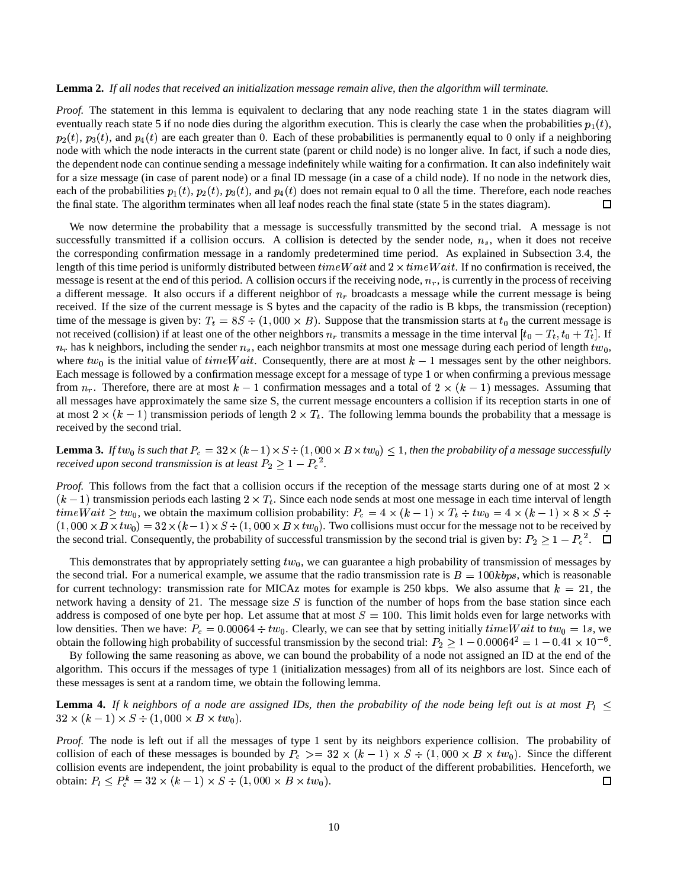**Lemma 2.** *If all nodes that received an initialization message remain alive, then the algorithm will terminate.*

*Proof.* The statement in this lemma is equivalent to declaring that any node reaching state 1 in the states diagram will eventually reach state 5 if no node dies during the algorithm execution. This is clearly the case when the probabilities $p_1(t)$, $p_2(t)$, $p_3(t)$, and $p_4(t)$ are each greater than 0. Each of these probabilities is permanently equal to 0 only if a neighboring node with which the node interacts in the current state (parent or child node) is no longer alive. In fact, if such a node dies, the dependent node can continue sending a message indefinitely while waiting for a confirmation. It can also indefinitely wait for a size message (in case of parent node) or a final ID message (in a case of a child node). If no node in the network dies, each of the probabilities $p_1(t)$, $p_2(t)$, $p_3(t)$, and $p_4(t)$ does not remain equal to 0 all the time. Therefore, each node reaches the final state. The algorithm terminates when all leaf nodes reach the final state (state 5 in the states diagram). □

We now determine the probability that a message is successfully transmitted by the second trial. A message is not successfully transmitted if a collision occurs. A collision is detected by the sender node, $n_s$, when it does not receive the corresponding confirmation message in a randomly predetermined time period. As explained in Subsection 3.4, the length of this time period is uniformly distributed between $timeWait$ and $2 \times timeWait$. If no confirmation is received, the message is resent at the end of this period. A collision occurs if the receiving node, $n_r$, is currently in the process of receiving a different message. It also occurs if a different neighbor of $n_r$ broadcasts a message while the current message is being received. If the size of the current message is S bytes and the capacity of the radio is B kbps, the transmission (reception) time of the message is given by: $T_t = 8S \div (1,000 \times B)$. Suppose that the transmission starts at $t_0$ the current message is not received (collision) if at least one of the other neighbors $n_r$ transmits a message in the time interval $[t_0 - T_t, t_0 + T_t]$. If $n_r$ has k neighbors, including the sender $n_s$, each neighbor transmits at most one message during each period of length $tw_0$, where $tw_0$ is the initial value of $timeWait$. Consequently, there are at most $k-1$ messages sent by the other neighbors. Each message is followed by a confirmation message except for a message of type 1 or when confirming a previous message from $n_r$. Therefore, there are at most $k-1$ confirmation messages and a total of $2 \times (k-1)$ messages. Assuming that all messages have approximately the same size S, the current message encounters a collision if its reception starts in one of at most $2 \times (k-1)$ transmission periods of length $2 \times T_t$. The following lemma bounds the probability that a message is received by the second trial.

**Lemma 3.** *If $tw_0$ is such that $P_c = 32 \times (k-1) \times S \div (1,000 \times B \times tw_0) \leq 1$, then the probability of a message successfully received upon second transmission is at least $P_2 \geq 1 - {P_c}^2$.*

*Proof.* This follows from the fact that a collision occurs if the reception of the message starts during one of at most $2 \times (k-1)$ transmission periods each lasting $2 \times T_t$. Since each node sends at most one message in each time interval of length $timeWait \geq tw_0$, we obtain the maximum collision probability: $P_c = 4 \times (k-1) \times T_t \div tw_0 = 4 \times (k-1) \times 8 \times S \div (1,000 \times B \times tw_0) = 32 \times (k-1) \times S \div (1,000 \times B \times tw_0)$. Two collisions must occur for the message not to be received by the second trial. Consequently, the probability of successful transmission by the second trial is given by: $P_2 \geq 1 - {P_c}^2$. □

This demonstrates that by appropriately setting $tw_0$, we can guarantee a high probability of transmission of messages by the second trial. For a numerical example, we assume that the radio transmission rate is $B = 100kbps$, which is reasonable for current technology: transmission rate for MICAz motes for example is 250 kbps. We also assume that $k = 21$, the network having a density of 21. The message size $S$ is function of the number of hops from the base station since each address is composed of one byte per hop. Let assume that at most $S = 100$. This limit holds even for large networks with low densities. Then we have: $P_c = 0.00064 \div tw_0$. Clearly, we can see that by setting initially $timeWait$ to $tw_0 = 1s$, we obtain the following high probability of successful transmission by the second trial: $P_2 \geq 1 - 0.00064^2 = 1 - 0.41 \times 10^{-6}$.

By following the same reasoning as above, we can bound the probability of a node not assigned an ID at the end of the algorithm. This occurs if the messages of type 1 (initialization messages) from all of its neighbors are lost. Since each of these messages is sent at a random time, we obtain the following lemma.

**Lemma 4.** *If k neighbors of a node are assigned IDs, then the probability of the node being left out is at most $P_l \leq 32 \times (k-1) \times S \div (1,000 \times B \times tw_0)$.*

*Proof.* The node is left out if all the messages of type 1 sent by its neighbors experience collision. The probability of collision of each of these messages is bounded by $P_c >= 32 \times (k-1) \times S \div (1,000 \times B \times tw_0)$. Since the different collision events are independent, the joint probability is equal to the product of the different probabilities. Henceforth, we obtain: $P_l \leq P_c^k = 32 \times (k-1) \times S \div (1,000 \times B \times tw_0)$. □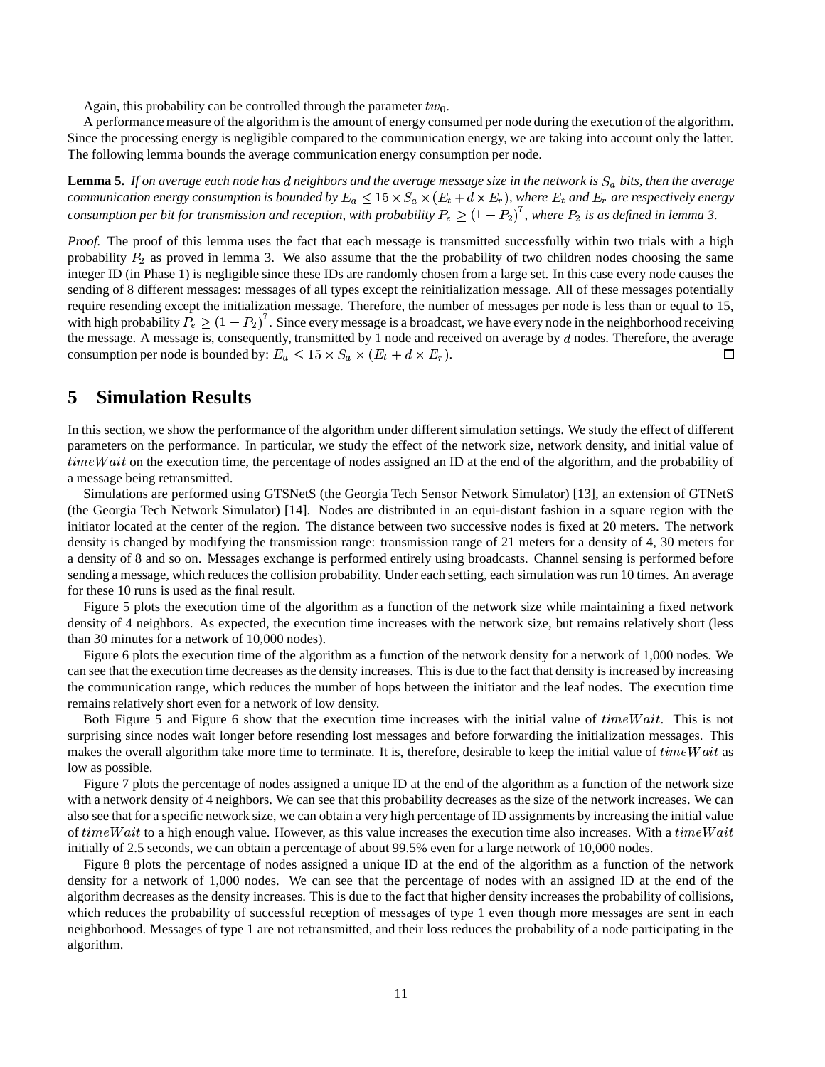Again, this probability can be controlled through the parameter $tw_0$.

A performance measure of the algorithm is the amount of energy consumed per node during the execution of the algorithm. Since the processing energy is negligible compared to the communication energy, we are taking into account only the latter. The following lemma bounds the average communication energy consumption per node.

**Lemma 5.** *If on average each node has $d$ neighbors and the average message size in the network is $S_a$ bits, then the average communication energy consumption is bounded by $E_a \leq 15 \times S_a \times (E_t + d \times E_r)$, where $E_t$ and $E_r$ are respectively energy consumption per bit for transmission and reception, with probability $P_e \geq (1 - P_2)^7$, where $P_2$ is as defined in lemma 3.*

*Proof.* The proof of this lemma uses the fact that each message is transmitted successfully within two trials with a high probability $P_2$ as proved in lemma 3. We also assume that the the probability of two children nodes choosing the same integer ID (in Phase 1) is negligible since these IDs are randomly chosen from a large set. In this case every node causes the sending of 8 different messages: messages of all types except the reinitialization message. All of these messages potentially require resending except the initialization message. Therefore, the number of messages per node is less than or equal to 15, with high probability $P_e \geq (1 - P_2)^7$. Since every message is a broadcast, we have every node in the neighborhood receiving the message. A message is, consequently, transmitted by 1 node and received on average by $d$ nodes. Therefore, the average consumption per node is bounded by: $E_a \leq 15 \times S_a \times (E_t + d \times E_r)$. ☐

# 5 Simulation Results

In this section, we show the performance of the algorithm under different simulation settings. We study the effect of different parameters on the performance. In particular, we study the effect of the network size, network density, and initial value of $timeWait$ on the execution time, the percentage of nodes assigned an ID at the end of the algorithm, and the probability of a message being retransmitted.

Simulations are performed using GTSNetS (the Georgia Tech Sensor Network Simulator) [13], an extension of GTNetS (the Georgia Tech Network Simulator) [14]. Nodes are distributed in an equi-distant fashion in a square region with the initiator located at the center of the region. The distance between two successive nodes is fixed at 20 meters. The network density is changed by modifying the transmission range: transmission range of 21 meters for a density of 4, 30 meters for a density of 8 and so on. Messages exchange is performed entirely using broadcasts. Channel sensing is performed before sending a message, which reduces the collision probability. Under each setting, each simulation was run 10 times. An average for these 10 runs is used as the final result.

Figure 5 plots the execution time of the algorithm as a function of the network size while maintaining a fixed network density of 4 neighbors. As expected, the execution time increases with the network size, but remains relatively short (less than 30 minutes for a network of 10,000 nodes).

Figure 6 plots the execution time of the algorithm as a function of the network density for a network of 1,000 nodes. We can see that the execution time decreases as the density increases. This is due to the fact that density is increased by increasing the communication range, which reduces the number of hops between the initiator and the leaf nodes. The execution time remains relatively short even for a network of low density.

Both Figure 5 and Figure 6 show that the execution time increases with the initial value of $timeWait$. This is not surprising since nodes wait longer before resending lost messages and before forwarding the initialization messages. This makes the overall algorithm take more time to terminate. It is, therefore, desirable to keep the initial value of $timeWait$ as low as possible.

Figure 7 plots the percentage of nodes assigned a unique ID at the end of the algorithm as a function of the network size with a network density of 4 neighbors. We can see that this probability decreases as the size of the network increases. We can also see that for a specific network size, we can obtain a very high percentage of ID assignments by increasing the initial value of $timeWait$ to a high enough value. However, as this value increases the execution time also increases. With a $timeWait$ initially of 2.5 seconds, we can obtain a percentage of about 99.5% even for a large network of 10,000 nodes.

Figure 8 plots the percentage of nodes assigned a unique ID at the end of the algorithm as a function of the network density for a network of 1,000 nodes. We can see that the percentage of nodes with an assigned ID at the end of the algorithm decreases as the density increases. This is due to the fact that higher density increases the probability of collisions, which reduces the probability of successful reception of messages of type 1 even though more messages are sent in each neighborhood. Messages of type 1 are not retransmitted, and their loss reduces the probability of a node participating in the algorithm.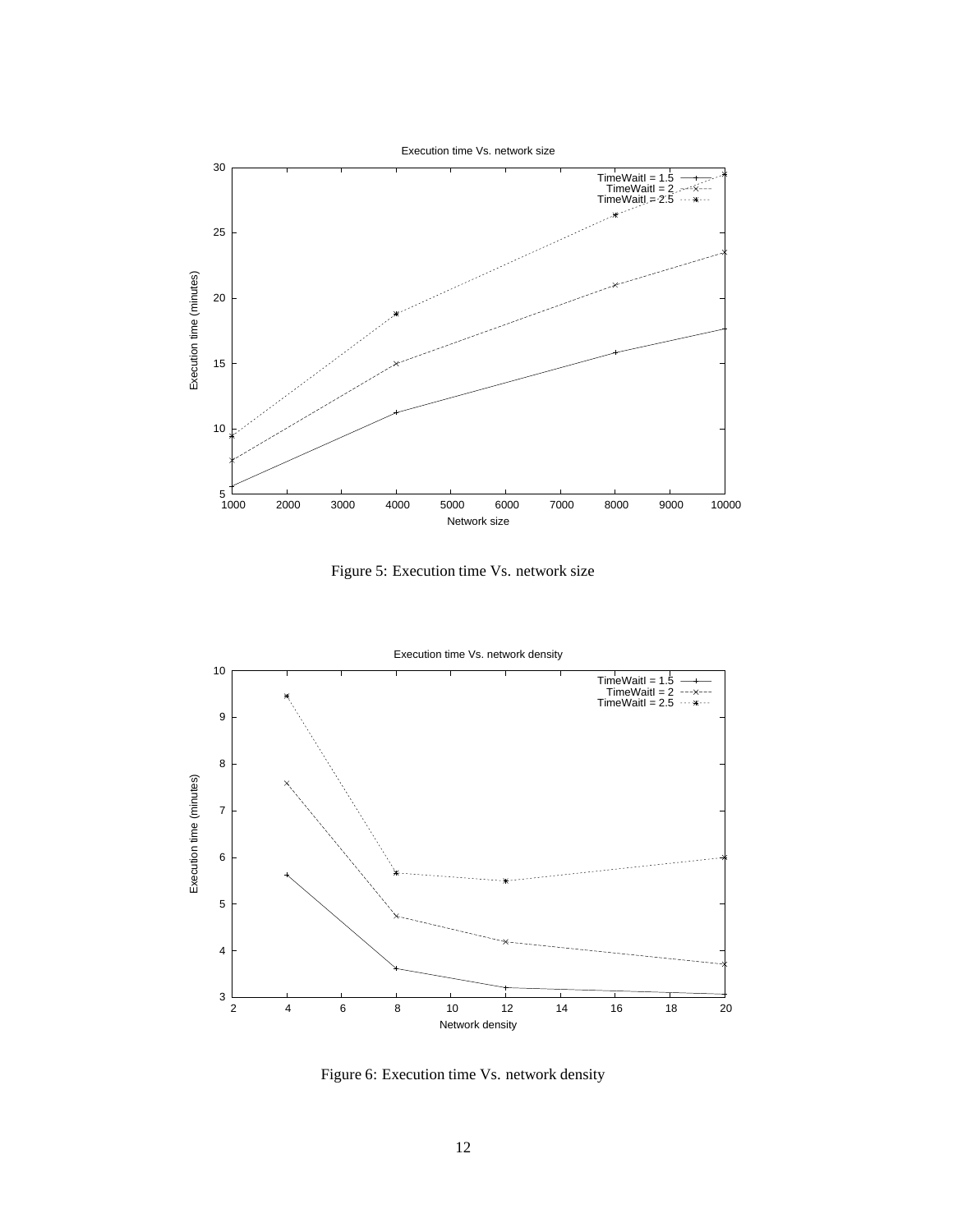Figure 5: Execution time Vs. network size

Figure 6: Execution time Vs. network density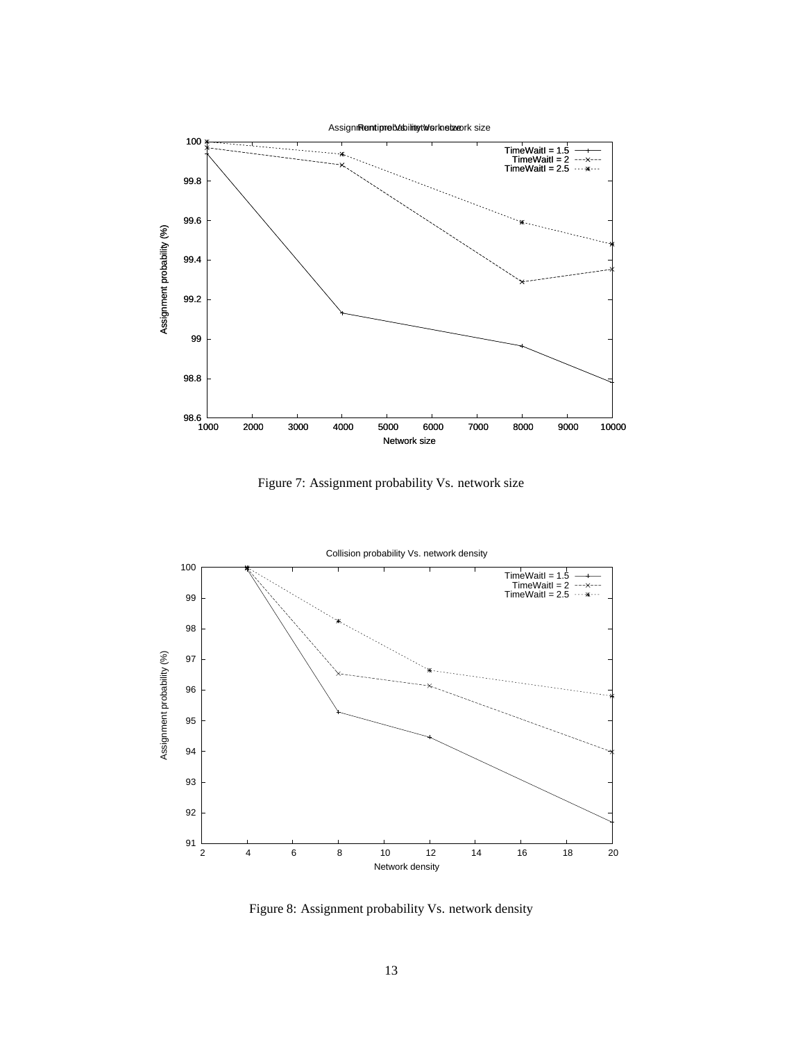Figure 7: Assignment probability Vs. network size

Figure 8: Assignment probability Vs. network density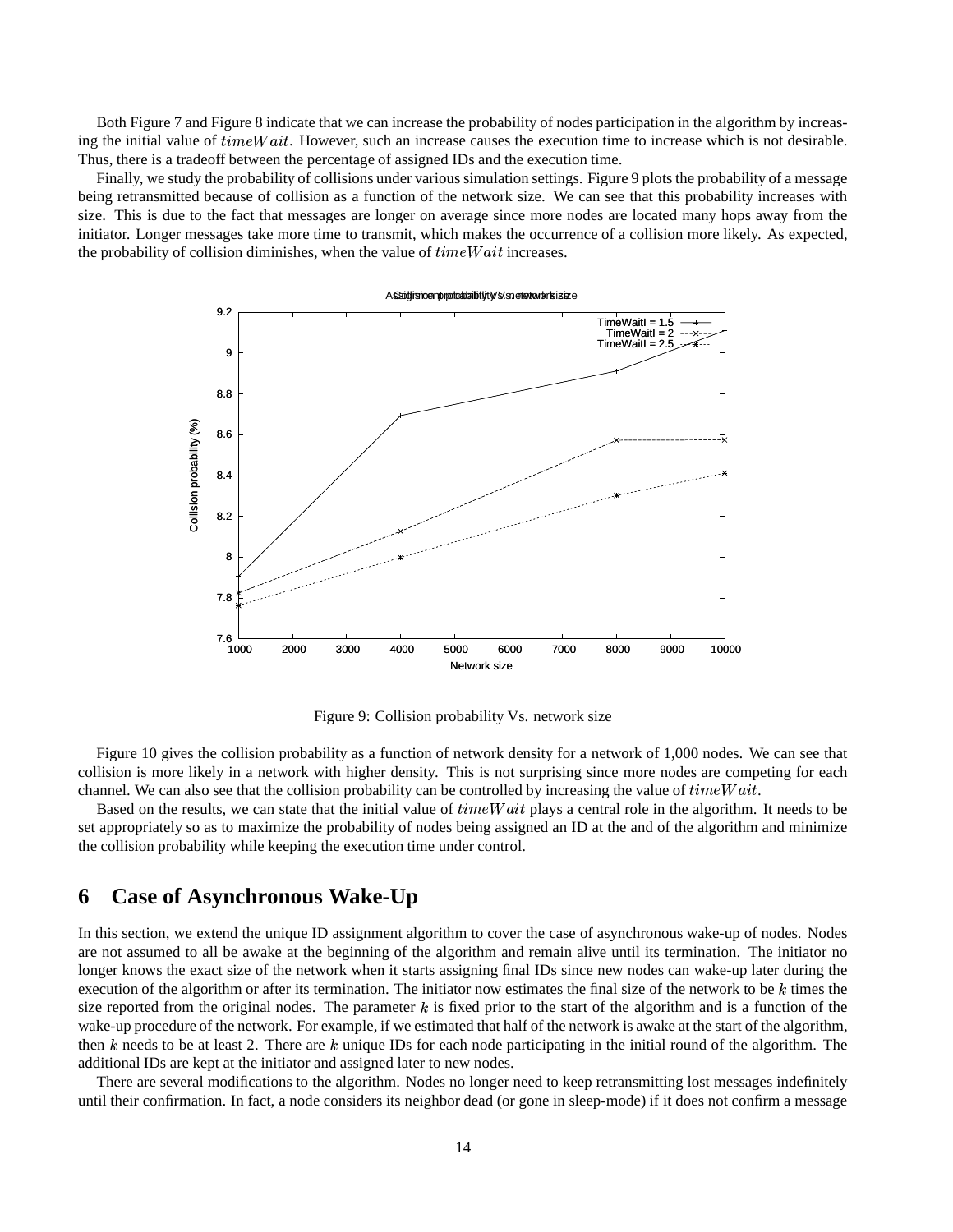Both Figure 7 and Figure 8 indicate that we can increase the probability of nodes participation in the algorithm by increasing the initial value of $timeWait$. However, such an increase causes the execution time to increase which is not desirable. Thus, there is a tradeoff between the percentage of assigned IDs and the execution time.

Finally, we study the probability of collisions under various simulation settings. Figure 9 plots the probability of a message being retransmitted because of collision as a function of the network size. We can see that this probability increases with size. This is due to the fact that messages are longer on average since more nodes are located many hops away from the initiator. Longer messages take more time to transmit, which makes the occurrence of a collision more likely. As expected, the probability of collision diminishes, when the value of $timeWait$ increases.

Figure 9: Collision probability Vs. network size

Figure 10 gives the collision probability as a function of network density for a network of 1,000 nodes. We can see that collision is more likely in a network with higher density. This is not surprising since more nodes are competing for each channel. We can also see that the collision probability can be controlled by increasing the value of $timeWait$.

Based on the results, we can state that the initial value of $timeWait$ plays a central role in the algorithm. It needs to be set appropriately so as to maximize the probability of nodes being assigned an ID at the and of the algorithm and minimize the collision probability while keeping the execution time under control.

## 6 Case of Asynchronous Wake-Up

In this section, we extend the unique ID assignment algorithm to cover the case of asynchronous wake-up of nodes. Nodes are not assumed to all be awake at the beginning of the algorithm and remain alive until its termination. The initiator no longer knows the exact size of the network when it starts assigning final IDs since new nodes can wake-up later during the execution of the algorithm or after its termination. The initiator now estimates the final size of the network to be $k$ times the size reported from the original nodes. The parameter $k$ is fixed prior to the start of the algorithm and is a function of the wake-up procedure of the network. For example, if we estimated that half of the network is awake at the start of the algorithm, then $k$ needs to be at least 2. There are $k$ unique IDs for each node participating in the initial round of the algorithm. The additional IDs are kept at the initiator and assigned later to new nodes.

There are several modifications to the algorithm. Nodes no longer need to keep retransmitting lost messages indefinitely until their confirmation. In fact, a node considers its neighbor dead (or gone in sleep-mode) if it does not confirm a message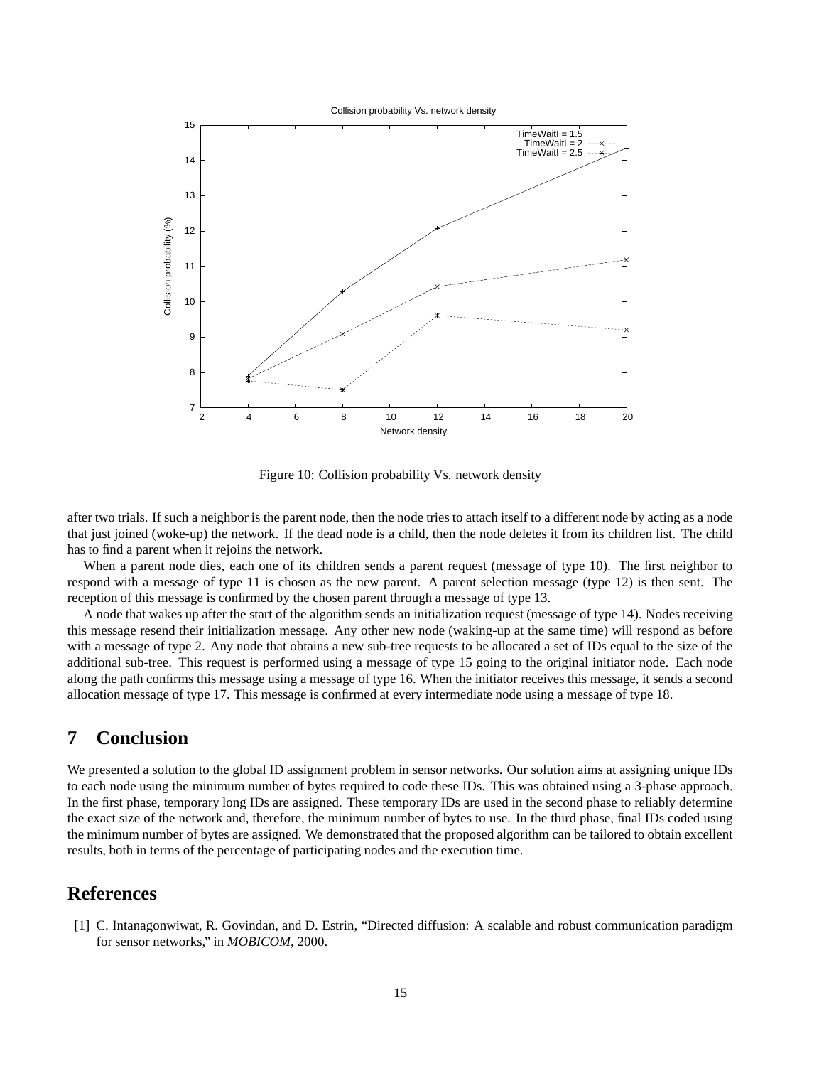Figure 10: Collision probability Vs. network density

after two trials. If such a neighbor is the parent node, then the node tries to attach itself to a different node by acting as a node that just joined (woke-up) the network. If the dead node is a child, then the node deletes it from its children list. The child has to find a parent when it rejoins the network.

When a parent node dies, each one of its children sends a parent request (message of type 10). The first neighbor to respond with a message of type 11 is chosen as the new parent. A parent selection message (type 12) is then sent. The reception of this message is confirmed by the chosen parent through a message of type 13.

A node that wakes up after the start of the algorithm sends an initialization request (message of type 14). Nodes receiving this message resend their initialization message. Any other new node (waking-up at the same time) will respond as before with a message of type 2. Any node that obtains a new sub-tree requests to be allocated a set of IDs equal to the size of the additional sub-tree. This request is performed using a message of type 15 going to the original initiator node. Each node along the path confirms this message using a message of type 16. When the initiator receives this message, it sends a second allocation message of type 17. This message is confirmed at every intermediate node using a message of type 18.

# 7 Conclusion

We presented a solution to the global ID assignment problem in sensor networks. Our solution aims at assigning unique IDs to each node using the minimum number of bytes required to code these IDs. This was obtained using a 3-phase approach. In the first phase, temporary long IDs are assigned. These temporary IDs are used in the second phase to reliably determine the exact size of the network and, therefore, the minimum number of bytes to use. In the third phase, final IDs coded using the minimum number of bytes are assigned. We demonstrated that the proposed algorithm can be tailored to obtain excellent results, both in terms of the percentage of participating nodes and the execution time.

# References

[1] C. Intanagonwiwat, R. Govindan, and D. Estrin, "Directed diffusion: A scalable and robust communication paradigm for sensor networks," in *MOBICOM*, 2000.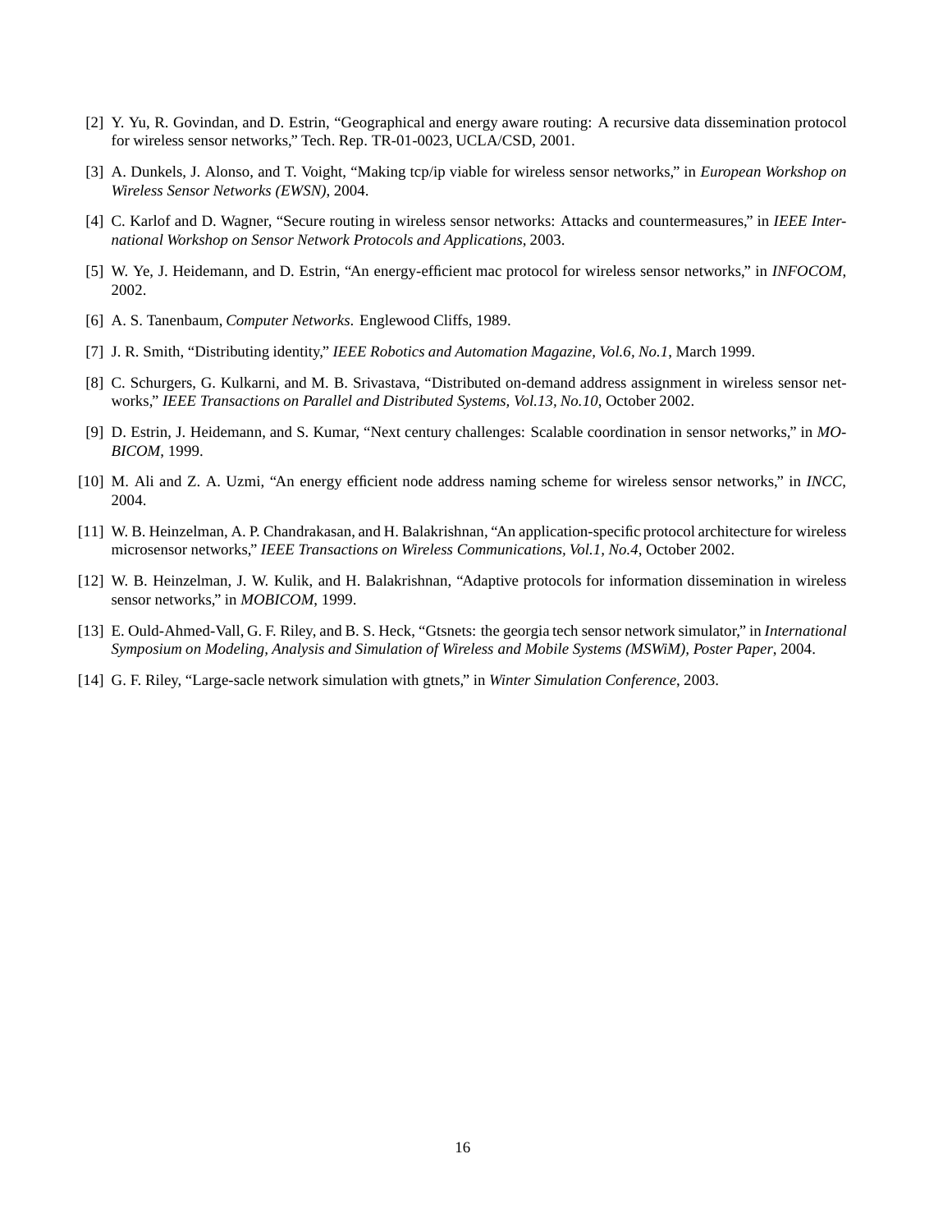[2] Y. Yu, R. Govindan, and D. Estrin, "Geographical and energy aware routing: A recursive data dissemination protocol for wireless sensor networks," Tech. Rep. TR-01-0023, UCLA/CSD, 2001.

[3] A. Dunkels, J. Alonso, and T. Voight, "Making tcp/ip viable for wireless sensor networks," in *European Workshop on Wireless Sensor Networks (EWSN)*, 2004.

[4] C. Karlof and D. Wagner, "Secure routing in wireless sensor networks: Attacks and countermeasures," in *IEEE International Workshop on Sensor Network Protocols and Applications*, 2003.

[5] W. Ye, J. Heidemann, and D. Estrin, "An energy-efficient mac protocol for wireless sensor networks," in *INFOCOM*, 2002.

[6] A. S. Tanenbaum, *Computer Networks*. Englewood Cliffs, 1989.

[7] J. R. Smith, "Distributing identity," *IEEE Robotics and Automation Magazine, Vol.6, No.1*, March 1999.

[8] C. Schurgers, G. Kulkarni, and M. B. Srivastava, "Distributed on-demand address assignment in wireless sensor networks," *IEEE Transactions on Parallel and Distributed Systems, Vol.13, No.10*, October 2002.

[9] D. Estrin, J. Heidemann, and S. Kumar, "Next century challenges: Scalable coordination in sensor networks," in *MOBICOM*, 1999.

[10] M. Ali and Z. A. Uzmi, "An energy efficient node address naming scheme for wireless sensor networks," in *INCC*, 2004.

[11] W. B. Heinzelman, A. P. Chandrakasan, and H. Balakrishnan, "An application-specific protocol architecture for wireless microsensor networks," *IEEE Transactions on Wireless Communications, Vol.1, No.4*, October 2002.

[12] W. B. Heinzelman, J. W. Kulik, and H. Balakrishnan, "Adaptive protocols for information dissemination in wireless sensor networks," in *MOBICOM*, 1999.

[13] E. Ould-Ahmed-Vall, G. F. Riley, and B. S. Heck, "Gtsnets: the georgia tech sensor network simulator," in *International Symposium on Modeling, Analysis and Simulation of Wireless and Mobile Systems (MSWiM), Poster Paper*, 2004.

[14] G. F. Riley, "Large-sacle network simulation with gtnets," in *Winter Simulation Conference*, 2003.